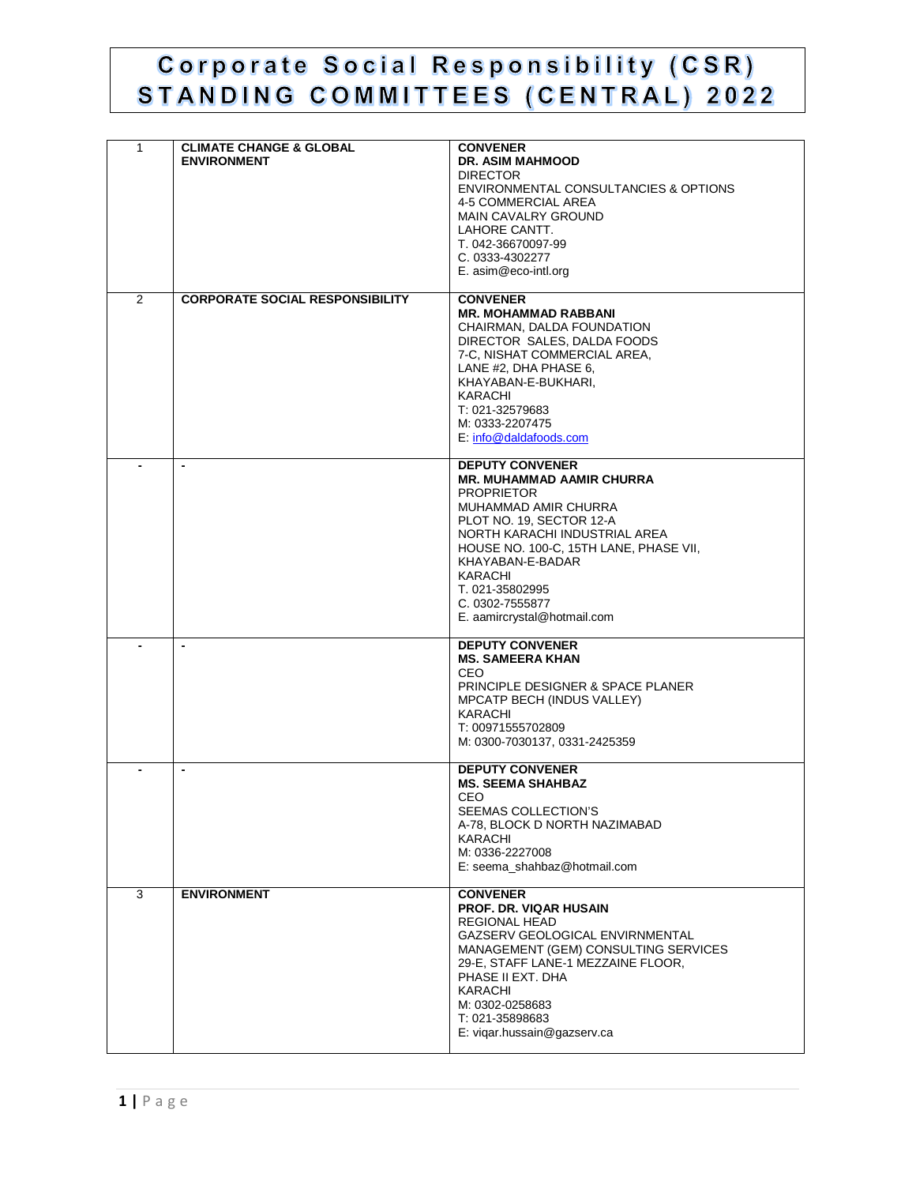# Corporate Social Responsibility (CSR) STANDING COMMITTEES (CENTRAL) 2022

| | | |
|---|---|---|
| 1 | **CLIMATE CHANGE & GLOBAL ENVIRONMENT** | **CONVENER**<br>**DR. ASIM MAHMOOD**<br>DIRECTOR<br>ENVIRONMENTAL CONSULTANCIES & OPTIONS<br>4-5 COMMERCIAL AREA<br>MAIN CAVALRY GROUND<br>LAHORE CANTT.<br>T. 042-36670097-99<br>C. 0333-4302277<br>E. asim@eco-intl.org |
| 2 | **CORPORATE SOCIAL RESPONSIBILITY** | **CONVENER**<br>**MR. MOHAMMAD RABBANI**<br>CHAIRMAN, DALDA FOUNDATION<br>DIRECTOR SALES, DALDA FOODS<br>7-C, NISHAT COMMERCIAL AREA,<br>LANE #2, DHA PHASE 6,<br>KHAYABAN-E-BUKHARI,<br>KARACHI<br>T: 021-32579683<br>M: 0333-2207475<br>E: info@daldafoods.com |
| - | - | **DEPUTY CONVENER**<br>**MR. MUHAMMAD AAMIR CHURRA**<br>PROPRIETOR<br>MUHAMMAD AMIR CHURRA<br>PLOT NO. 19, SECTOR 12-A<br>NORTH KARACHI INDUSTRIAL AREA<br>HOUSE NO. 100-C, 15TH LANE, PHASE VII,<br>KHAYABAN-E-BADAR<br>KARACHI<br>T. 021-35802995<br>C. 0302-7555877<br>E. aamircrystal@hotmail.com |
| - | - | **DEPUTY CONVENER**<br>**MS. SAMEERA KHAN**<br>CEO<br>PRINCIPLE DESIGNER & SPACE PLANER<br>MPCATP BECH (INDUS VALLEY)<br>KARACHI<br>T: 00971555702809<br>M: 0300-7030137, 0331-2425359 |
| - | - | **DEPUTY CONVENER**<br>**MS. SEEMA SHAHBAZ**<br>CEO<br>SEEMAS COLLECTION'S<br>A-78, BLOCK D NORTH NAZIMABAD<br>KARACHI<br>M: 0336-2227008<br>E: seema_shahbaz@hotmail.com |
| 3 | **ENVIRONMENT** | **CONVENER**<br>**PROF. DR. VIQAR HUSAIN**<br>REGIONAL HEAD<br>GAZSERV GEOLOGICAL ENVIRNMENTAL<br>MANAGEMENT (GEM) CONSULTING SERVICES<br>29-E, STAFF LANE-1 MEZZAINE FLOOR,<br>PHASE II EXT. DHA<br>KARACHI<br>M: 0302-0258683<br>T: 021-35898683<br>E: viqar.hussain@gazserv.ca |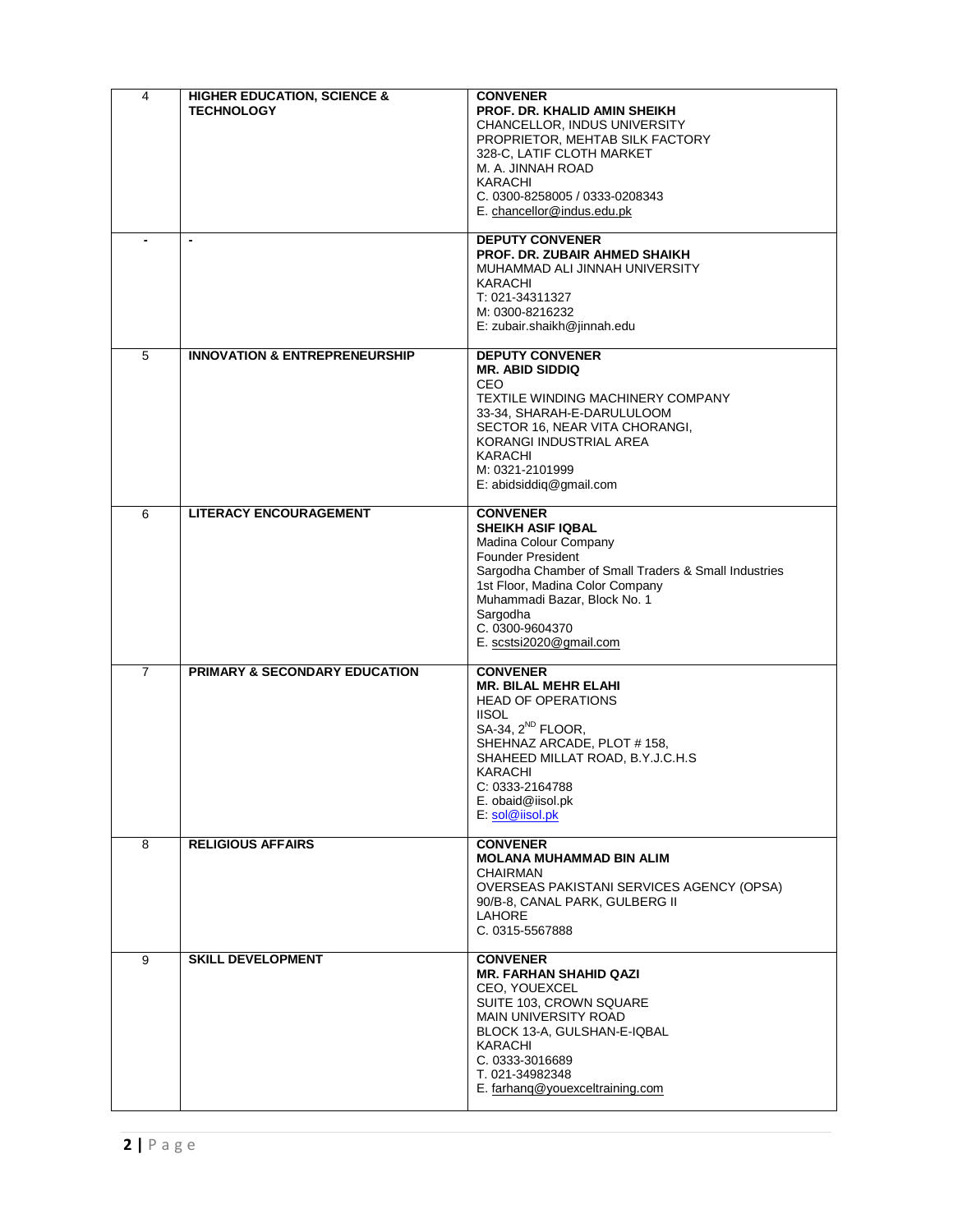| | | |
|---|---|---|
| 4 | **HIGHER EDUCATION, SCIENCE & TECHNOLOGY** | **CONVENER**<br>**PROF. DR. KHALID AMIN SHEIKH**<br>CHANCELLOR, INDUS UNIVERSITY<br>PROPRIETOR, MEHTAB SILK FACTORY<br>328-C, LATIF CLOTH MARKET<br>M. A. JINNAH ROAD<br>KARACHI<br>C. 0300-8258005 / 0333-0208343<br>E. chancellor@indus.edu.pk |
| - | - | **DEPUTY CONVENER**<br>**PROF. DR. ZUBAIR AHMED SHAIKH**<br>MUHAMMAD ALI JINNAH UNIVERSITY<br>KARACHI<br>T: 021-34311327<br>M: 0300-8216232<br>E: zubair.shaikh@jinnah.edu |
| 5 | **INNOVATION & ENTREPRENEURSHIP** | **DEPUTY CONVENER**<br>**MR. ABID SIDDIQ**<br>CEO<br>TEXTILE WINDING MACHINERY COMPANY<br>33-34, SHARAH-E-DARULULOOM<br>SECTOR 16, NEAR VITA CHORANGI,<br>KORANGI INDUSTRIAL AREA<br>KARACHI<br>M: 0321-2101999<br>E: abidsiddiq@gmail.com |
| 6 | **LITERACY ENCOURAGEMENT** | **CONVENER**<br>**SHEIKH ASIF IQBAL**<br>Madina Colour Company<br>Founder President<br>Sargodha Chamber of Small Traders & Small Industries<br>1st Floor, Madina Color Company<br>Muhammadi Bazar, Block No. 1<br>Sargodha<br>C. 0300-9604370<br>E. scstsi2020@gmail.com |
| 7 | **PRIMARY & SECONDARY EDUCATION** | **CONVENER**<br>**MR. BILAL MEHR ELAHI**<br>HEAD OF OPERATIONS<br>IISOL<br>SA-34, 2ND FLOOR,<br>SHEHNAZ ARCADE, PLOT # 158,<br>SHAHEED MILLAT ROAD, B.Y.J.C.H.S<br>KARACHI<br>C: 0333-2164788<br>E. obaid@iisol.pk<br>E: sol@iisol.pk |
| 8 | **RELIGIOUS AFFAIRS** | **CONVENER**<br>**MOLANA MUHAMMAD BIN ALIM**<br>CHAIRMAN<br>OVERSEAS PAKISTANI SERVICES AGENCY (OPSA)<br>90/B-8, CANAL PARK, GULBERG II<br>LAHORE<br>C. 0315-5567888 |
| 9 | **SKILL DEVELOPMENT** | **CONVENER**<br>**MR. FARHAN SHAHID QAZI**<br>CEO, YOUEXCEL<br>SUITE 103, CROWN SQUARE<br>MAIN UNIVERSITY ROAD<br>BLOCK 13-A, GULSHAN-E-IQBAL<br>KARACHI<br>C. 0333-3016689<br>T. 021-34982348<br>E. farhanq@youexceltraining.com |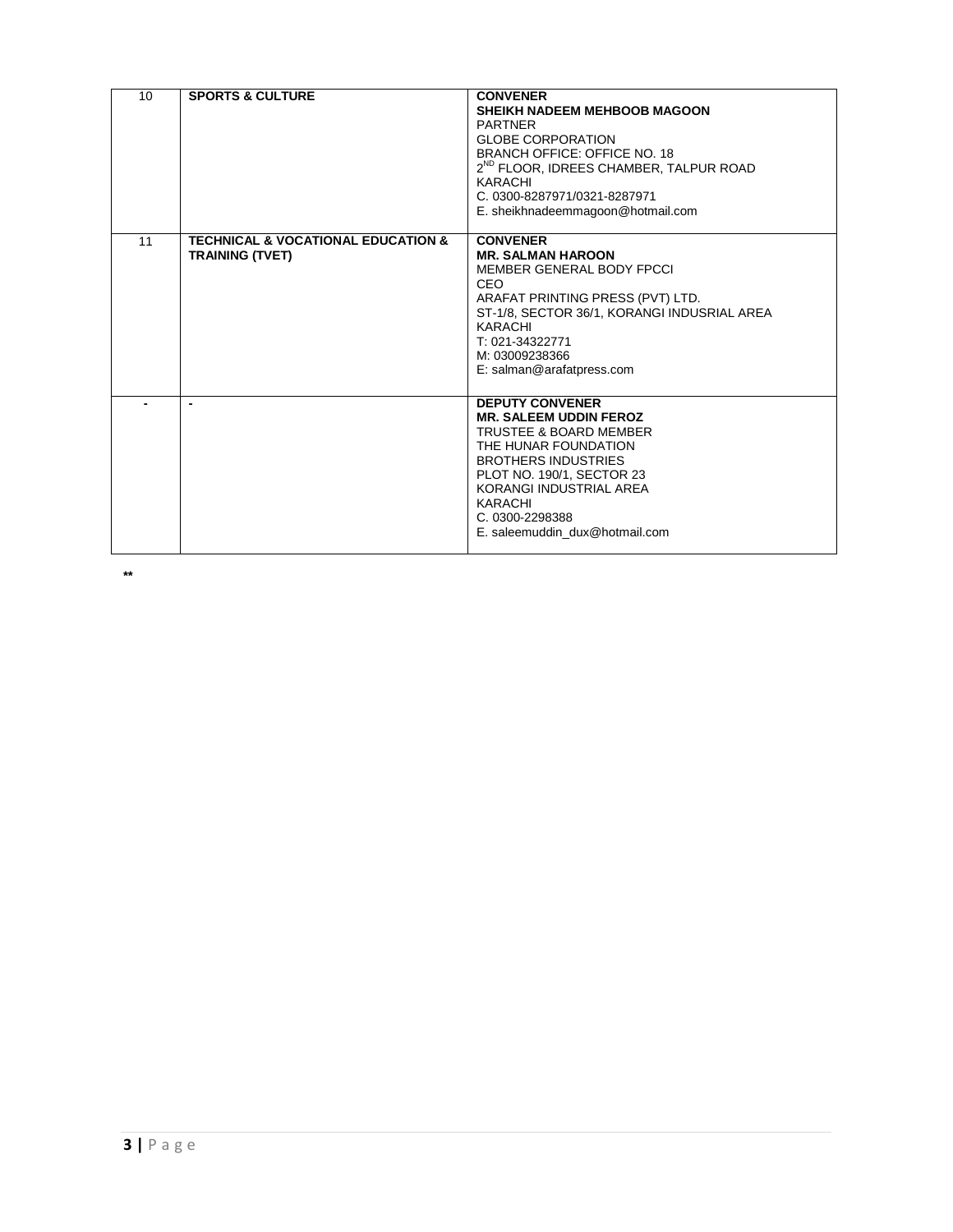| | | |
|---|---|---|
| 10 | **SPORTS & CULTURE** | **CONVENER**<br>**SHEIKH NADEEM MEHBOOB MAGOON**<br>PARTNER<br>GLOBE CORPORATION<br>BRANCH OFFICE: OFFICE NO. 18<br>2ND FLOOR, IDREES CHAMBER, TALPUR ROAD<br>KARACHI<br>C. 0300-8287971/0321-8287971<br>E. sheikhnadeemmagoon@hotmail.com |
| 11 | **TECHNICAL & VOCATIONAL EDUCATION & TRAINING (TVET)** | **CONVENER**<br>**MR. SALMAN HAROON**<br>MEMBER GENERAL BODY FPCCI<br>CEO<br>ARAFAT PRINTING PRESS (PVT) LTD.<br>ST-1/8, SECTOR 36/1, KORANGI INDUSRIAL AREA<br>KARACHI<br>T: 021-34322771<br>M: 03009238366<br>E: salman@arafatpress.com |
| **-** | **-** | **DEPUTY CONVENER**<br>**MR. SALEEM UDDIN FEROZ**<br>TRUSTEE & BOARD MEMBER<br>THE HUNAR FOUNDATION<br>BROTHERS INDUSTRIES<br>PLOT NO. 190/1, SECTOR 23<br>KORANGI INDUSTRIAL AREA<br>KARACHI<br>C. 0300-2298388<br>E. saleemuddin_dux@hotmail.com |

**